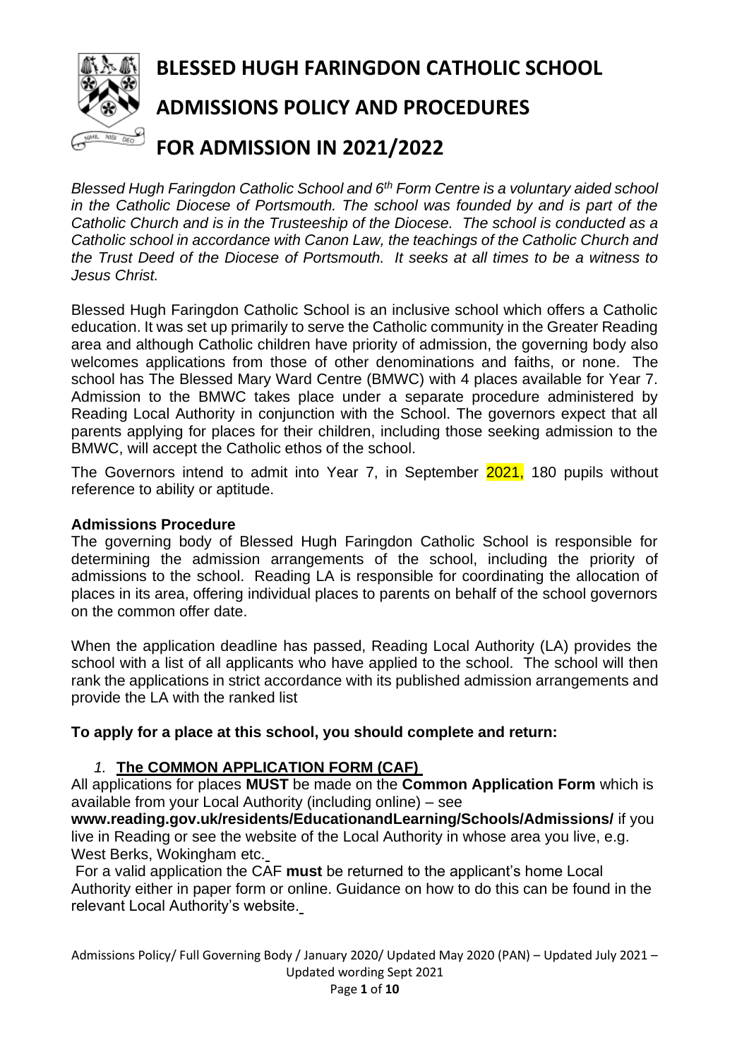# BLESSED HUGH FARINGDON CATHOLIC SCHOOL

# ADMISSIONS POLICY AND PROCEDURES

# FOR ADMISSION IN 2021/2022

*Blessed Hugh Faringdon Catholic School and 6th Form Centre is a voluntary aided school in the Catholic Diocese of Portsmouth. The school was founded by and is part of the Catholic Church and is in the Trusteeship of the Diocese. The school is conducted as a Catholic school in accordance with Canon Law, the teachings of the Catholic Church and the Trust Deed of the Diocese of Portsmouth. It seeks at all times to be a witness to Jesus Christ.*

Blessed Hugh Faringdon Catholic School is an inclusive school which offers a Catholic education. It was set up primarily to serve the Catholic community in the Greater Reading area and although Catholic children have priority of admission, the governing body also welcomes applications from those of other denominations and faiths, or none. The school has The Blessed Mary Ward Centre (BMWC) with 4 places available for Year 7. Admission to the BMWC takes place under a separate procedure administered by Reading Local Authority in conjunction with the School. The governors expect that all parents applying for places for their children, including those seeking admission to the BMWC, will accept the Catholic ethos of the school.

The Governors intend to admit into Year 7, in September 2021, 180 pupils without reference to ability or aptitude.

**Admissions Procedure**

The governing body of Blessed Hugh Faringdon Catholic School is responsible for determining the admission arrangements of the school, including the priority of admissions to the school. Reading LA is responsible for coordinating the allocation of places in its area, offering individual places to parents on behalf of the school governors on the common offer date.

When the application deadline has passed, Reading Local Authority (LA) provides the school with a list of all applicants who have applied to the school. The school will then rank the applications in strict accordance with its published admission arrangements and provide the LA with the ranked list

**To apply for a place at this school, you should complete and return:**

1. **The COMMON APPLICATION FORM (CAF)**

All applications for places **MUST** be made on the **Common Application Form** which is available from your Local Authority (including online) – see **www.reading.gov.uk/residents/EducationandLearning/Schools/Admissions/** if you live in Reading or see the website of the Local Authority in whose area you live, e.g. West Berks, Wokingham etc.

For a valid application the CAF **must** be returned to the applicant's home Local Authority either in paper form or online. Guidance on how to do this can be found in the relevant Local Authority's website.

Admissions Policy/ Full Governing Body / January 2020/ Updated May 2020 (PAN) – Updated July 2021 – Updated wording Sept 2021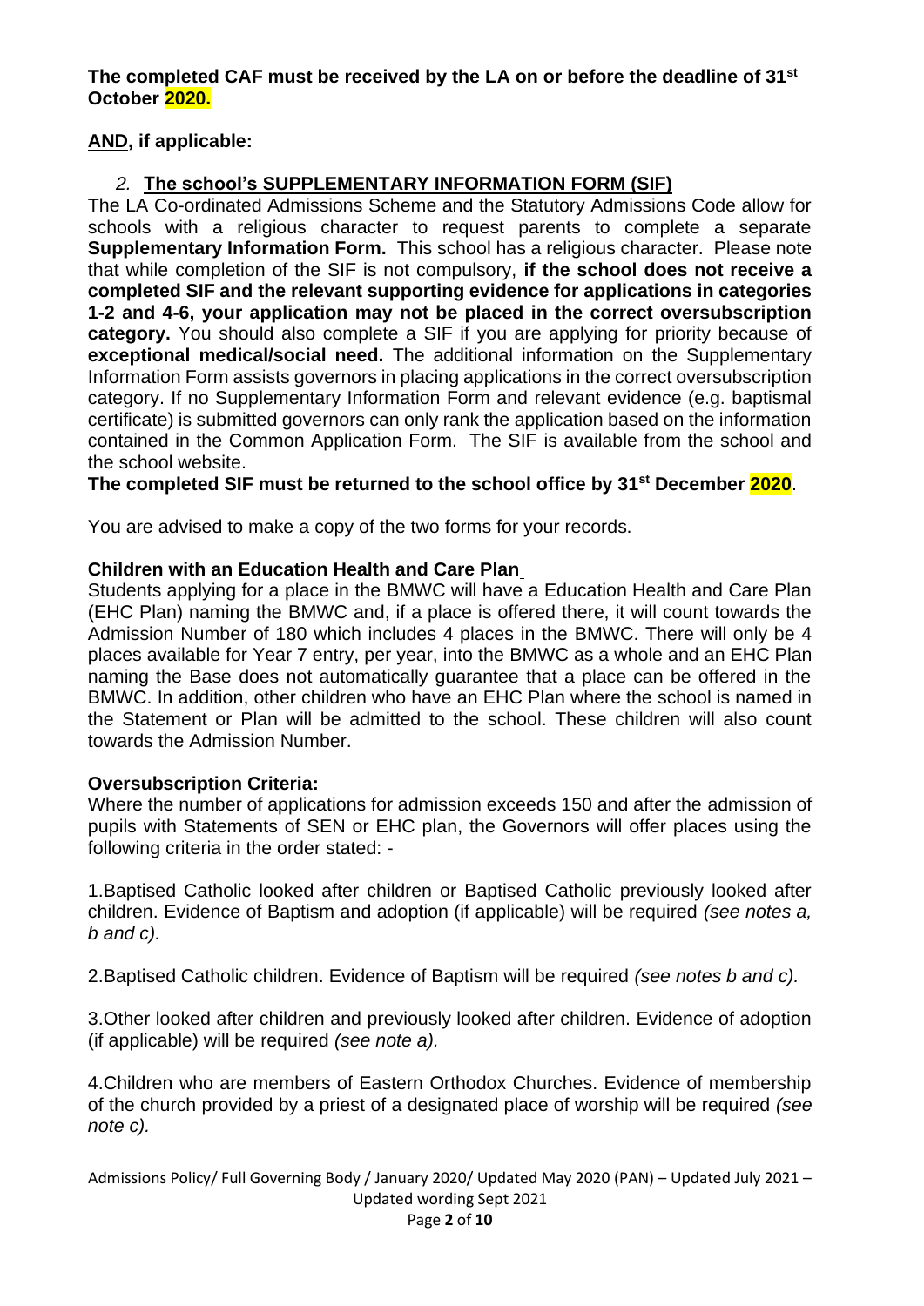**The completed CAF must be received by the LA on or before the deadline of 31st October 2020.**

**AND, if applicable:**

2. **The school's SUPPLEMENTARY INFORMATION FORM (SIF)**

The LA Co-ordinated Admissions Scheme and the Statutory Admissions Code allow for schools with a religious character to request parents to complete a separate **Supplementary Information Form.** This school has a religious character. Please note that while completion of the SIF is not compulsory, **if the school does not receive a completed SIF and the relevant supporting evidence for applications in categories 1-2 and 4-6, your application may not be placed in the correct oversubscription category.** You should also complete a SIF if you are applying for priority because of **exceptional medical/social need.** The additional information on the Supplementary Information Form assists governors in placing applications in the correct oversubscription category. If no Supplementary Information Form and relevant evidence (e.g. baptismal certificate) is submitted governors can only rank the application based on the information contained in the Common Application Form. The SIF is available from the school and the school website.

**The completed SIF must be returned to the school office by 31st December 2020**.

You are advised to make a copy of the two forms for your records.

**Children with an Education Health and Care Plan**

Students applying for a place in the BMWC will have a Education Health and Care Plan (EHC Plan) naming the BMWC and, if a place is offered there, it will count towards the Admission Number of 180 which includes 4 places in the BMWC. There will only be 4 places available for Year 7 entry, per year, into the BMWC as a whole and an EHC Plan naming the Base does not automatically guarantee that a place can be offered in the BMWC. In addition, other children who have an EHC Plan where the school is named in the Statement or Plan will be admitted to the school. These children will also count towards the Admission Number.

**Oversubscription Criteria:**

Where the number of applications for admission exceeds 150 and after the admission of pupils with Statements of SEN or EHC plan, the Governors will offer places using the following criteria in the order stated: -

1. Baptised Catholic looked after children or Baptised Catholic previously looked after children. Evidence of Baptism and adoption (if applicable) will be required *(see notes a, b and c).*

2. Baptised Catholic children. Evidence of Baptism will be required *(see notes b and c).*

3. Other looked after children and previously looked after children. Evidence of adoption (if applicable) will be required *(see note a).*

4. Children who are members of Eastern Orthodox Churches. Evidence of membership of the church provided by a priest of a designated place of worship will be required *(see note c).*

Admissions Policy/ Full Governing Body / January 2020/ Updated May 2020 (PAN) – Updated July 2021 – Updated wording Sept 2021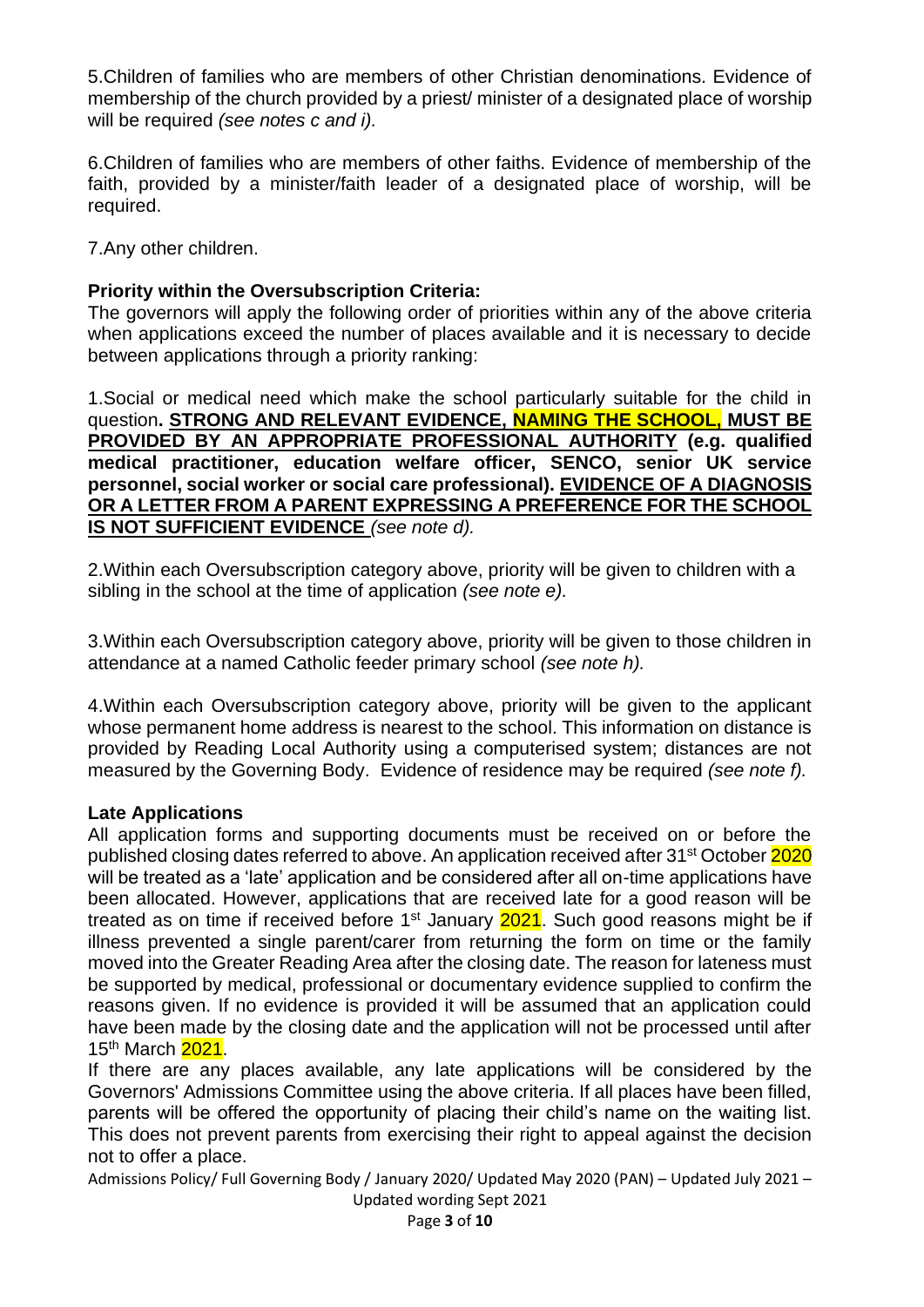5.Children of families who are members of other Christian denominations. Evidence of membership of the church provided by a priest/ minister of a designated place of worship will be required *(see notes c and i).*

6.Children of families who are members of other faiths. Evidence of membership of the faith, provided by a minister/faith leader of a designated place of worship, will be required.

7.Any other children.

**Priority within the Oversubscription Criteria:**
The governors will apply the following order of priorities within any of the above criteria when applications exceed the number of places available and it is necessary to decide between applications through a priority ranking:

1.Social or medical need which make the school particularly suitable for the child in question**. STRONG AND RELEVANT EVIDENCE, NAMING THE SCHOOL, MUST BE PROVIDED BY AN APPROPRIATE PROFESSIONAL AUTHORITY (e.g. qualified medical practitioner, education welfare officer, SENCO, senior UK service personnel, social worker or social care professional). EVIDENCE OF A DIAGNOSIS OR A LETTER FROM A PARENT EXPRESSING A PREFERENCE FOR THE SCHOOL IS NOT SUFFICIENT EVIDENCE** *(see note d).*

2.Within each Oversubscription category above, priority will be given to children with a sibling in the school at the time of application *(see note e).*

3.Within each Oversubscription category above, priority will be given to those children in attendance at a named Catholic feeder primary school *(see note h).*

4.Within each Oversubscription category above, priority will be given to the applicant whose permanent home address is nearest to the school. This information on distance is provided by Reading Local Authority using a computerised system; distances are not measured by the Governing Body. Evidence of residence may be required *(see note f).*

**Late Applications**
All application forms and supporting documents must be received on or before the published closing dates referred to above. An application received after 31st October 2020 will be treated as a 'late' application and be considered after all on-time applications have been allocated. However, applications that are received late for a good reason will be treated as on time if received before 1st January 2021. Such good reasons might be if illness prevented a single parent/carer from returning the form on time or the family moved into the Greater Reading Area after the closing date. The reason for lateness must be supported by medical, professional or documentary evidence supplied to confirm the reasons given. If no evidence is provided it will be assumed that an application could have been made by the closing date and the application will not be processed until after 15th March 2021.
If there are any places available, any late applications will be considered by the Governors' Admissions Committee using the above criteria. If all places have been filled, parents will be offered the opportunity of placing their child's name on the waiting list. This does not prevent parents from exercising their right to appeal against the decision not to offer a place.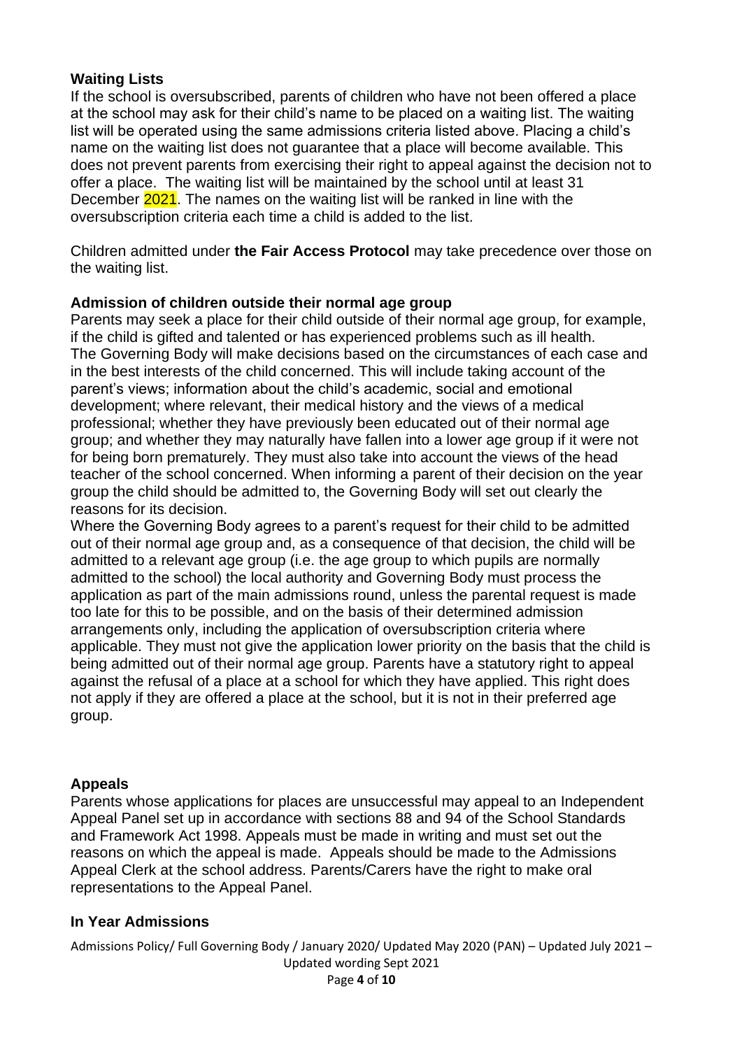**Waiting Lists**

If the school is oversubscribed, parents of children who have not been offered a place at the school may ask for their child's name to be placed on a waiting list. The waiting list will be operated using the same admissions criteria listed above. Placing a child's name on the waiting list does not guarantee that a place will become available. This does not prevent parents from exercising their right to appeal against the decision not to offer a place. The waiting list will be maintained by the school until at least 31 December 2021. The names on the waiting list will be ranked in line with the oversubscription criteria each time a child is added to the list.

Children admitted under **the Fair Access Protocol** may take precedence over those on the waiting list.

**Admission of children outside their normal age group**

Parents may seek a place for their child outside of their normal age group, for example, if the child is gifted and talented or has experienced problems such as ill health. The Governing Body will make decisions based on the circumstances of each case and in the best interests of the child concerned. This will include taking account of the parent's views; information about the child's academic, social and emotional development; where relevant, their medical history and the views of a medical professional; whether they have previously been educated out of their normal age group; and whether they may naturally have fallen into a lower age group if it were not for being born prematurely. They must also take into account the views of the head teacher of the school concerned. When informing a parent of their decision on the year group the child should be admitted to, the Governing Body will set out clearly the reasons for its decision.

Where the Governing Body agrees to a parent's request for their child to be admitted out of their normal age group and, as a consequence of that decision, the child will be admitted to a relevant age group (i.e. the age group to which pupils are normally admitted to the school) the local authority and Governing Body must process the application as part of the main admissions round, unless the parental request is made too late for this to be possible, and on the basis of their determined admission arrangements only, including the application of oversubscription criteria where applicable. They must not give the application lower priority on the basis that the child is being admitted out of their normal age group. Parents have a statutory right to appeal against the refusal of a place at a school for which they have applied. This right does not apply if they are offered a place at the school, but it is not in their preferred age group.

**Appeals**

Parents whose applications for places are unsuccessful may appeal to an Independent Appeal Panel set up in accordance with sections 88 and 94 of the School Standards and Framework Act 1998. Appeals must be made in writing and must set out the reasons on which the appeal is made. Appeals should be made to the Admissions Appeal Clerk at the school address. Parents/Carers have the right to make oral representations to the Appeal Panel.

**In Year Admissions**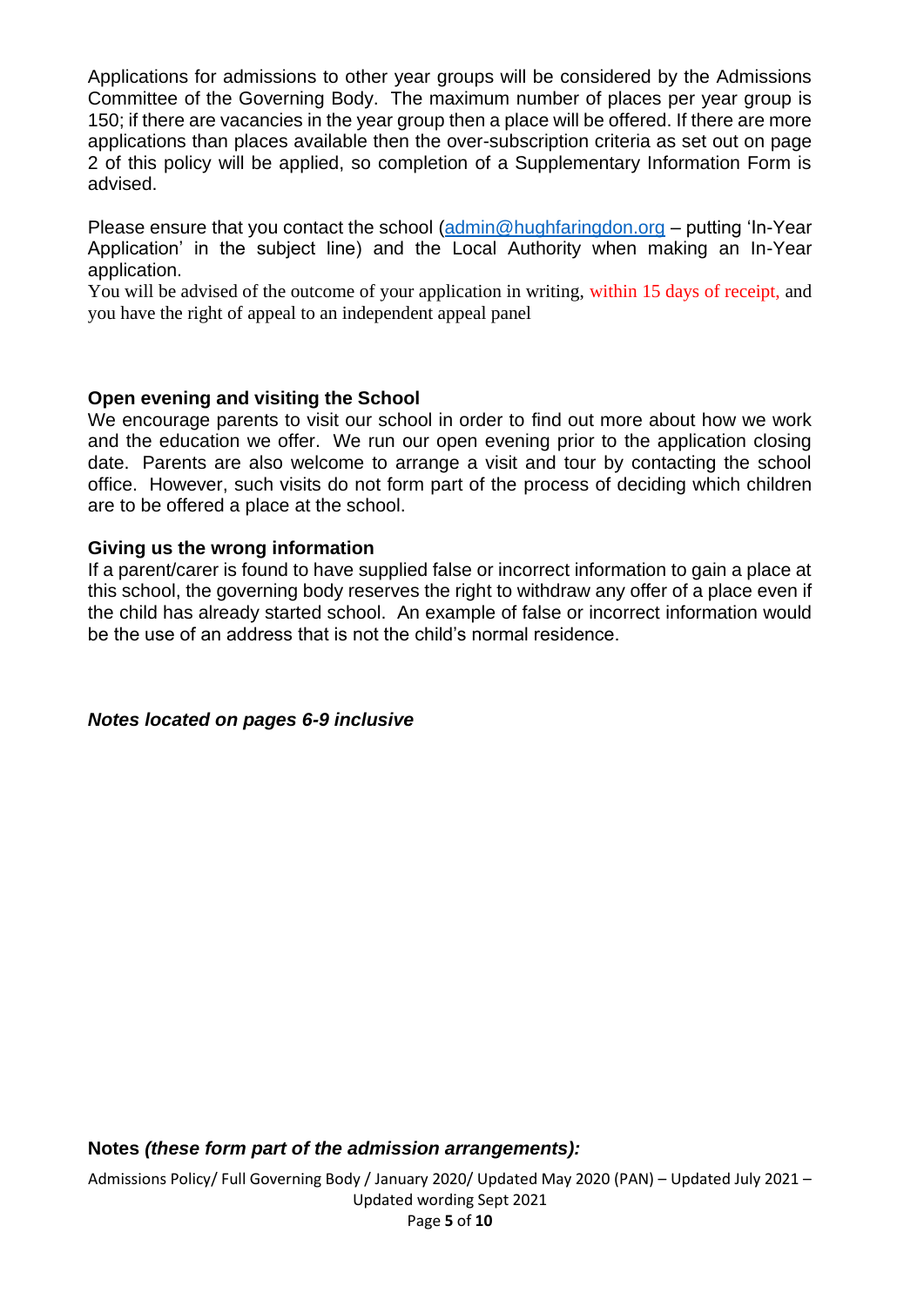Applications for admissions to other year groups will be considered by the Admissions Committee of the Governing Body. The maximum number of places per year group is 150; if there are vacancies in the year group then a place will be offered. If there are more applications than places available then the over-subscription criteria as set out on page 2 of this policy will be applied, so completion of a Supplementary Information Form is advised.

Please ensure that you contact the school (admin@hughfaringdon.org – putting 'In-Year Application' in the subject line) and the Local Authority when making an In-Year application.
You will be advised of the outcome of your application in writing, within 15 days of receipt, and you have the right of appeal to an independent appeal panel

**Open evening and visiting the School**
We encourage parents to visit our school in order to find out more about how we work and the education we offer. We run our open evening prior to the application closing date. Parents are also welcome to arrange a visit and tour by contacting the school office. However, such visits do not form part of the process of deciding which children are to be offered a place at the school.

**Giving us the wrong information**
If a parent/carer is found to have supplied false or incorrect information to gain a place at this school, the governing body reserves the right to withdraw any offer of a place even if the child has already started school. An example of false or incorrect information would be the use of an address that is not the child's normal residence.

***Notes located on pages 6-9 inclusive***

**Notes *(these form part of the admission arrangements):***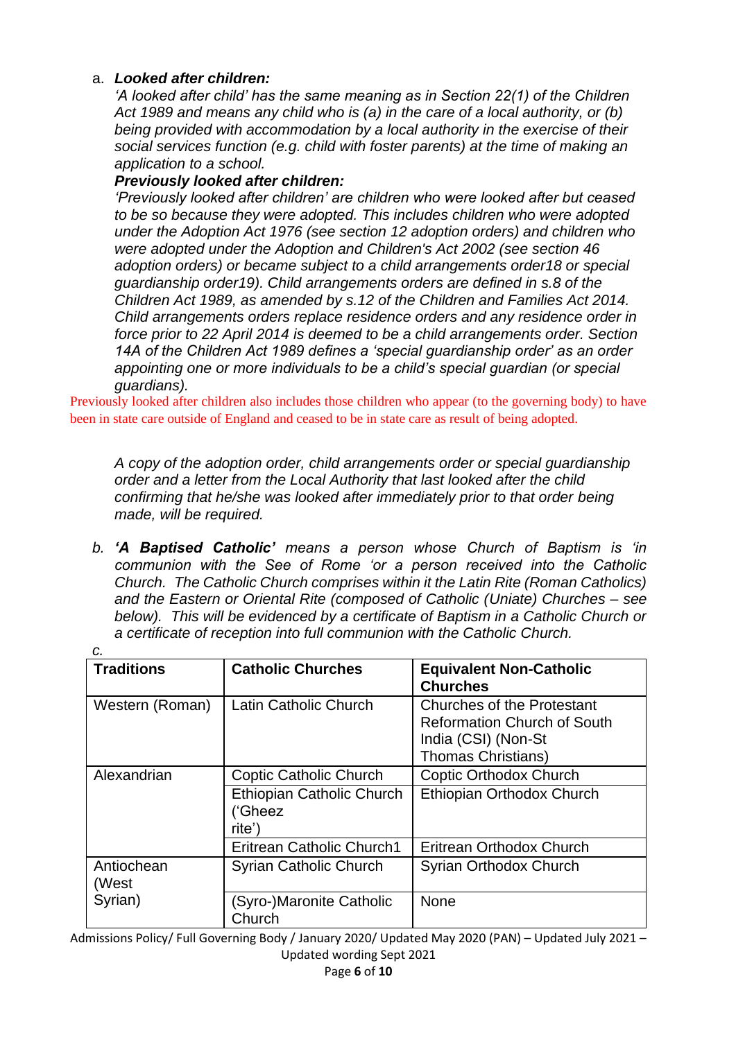a. ***Looked after children:***
*'A looked after child' has the same meaning as in Section 22(1) of the Children Act 1989 and means any child who is (a) in the care of a local authority, or (b) being provided with accommodation by a local authority in the exercise of their social services function (e.g. child with foster parents) at the time of making an application to a school.*
***Previously looked after children:***
*'Previously looked after children' are children who were looked after but ceased to be so because they were adopted. This includes children who were adopted under the Adoption Act 1976 (see section 12 adoption orders) and children who were adopted under the Adoption and Children's Act 2002 (see section 46 adoption orders) or became subject to a child arrangements order18 or special guardianship order19). Child arrangements orders are defined in s.8 of the Children Act 1989, as amended by s.12 of the Children and Families Act 2014. Child arrangements orders replace residence orders and any residence order in force prior to 22 April 2014 is deemed to be a child arrangements order. Section 14A of the Children Act 1989 defines a 'special guardianship order' as an order appointing one or more individuals to be a child's special guardian (or special guardians).*

Previously looked after children also includes those children who appear (to the governing body) to have been in state care outside of England and ceased to be in state care as result of being adopted.

*A copy of the adoption order, child arrangements order or special guardianship order and a letter from the Local Authority that last looked after the child confirming that he/she was looked after immediately prior to that order being made, will be required.*

b. ***'A Baptised Catholic'*** *means a person whose Church of Baptism is 'in communion with the See of Rome 'or a person received into the Catholic Church. The Catholic Church comprises within it the Latin Rite (Roman Catholics) and the Eastern or Oriental Rite (composed of Catholic (Uniate) Churches – see below). This will be evidenced by a certificate of Baptism in a Catholic Church or a certificate of reception into full communion with the Catholic Church.*

*c.*

| **Traditions** | **Catholic Churches** | **Equivalent Non-Catholic Churches** |
|---|---|---|
| Western (Roman) | Latin Catholic Church | Churches of the Protestant Reformation Church of South India (CSI) (Non-St Thomas Christians) |
| Alexandrian | Coptic Catholic Church | Coptic Orthodox Church |
| | Ethiopian Catholic Church ('Gheez rite') | Ethiopian Orthodox Church |
| | Eritrean Catholic Church1 | Eritrean Orthodox Church |
| Antiochean (West Syrian) | Syrian Catholic Church | Syrian Orthodox Church |
| | (Syro-)Maronite Catholic Church | None |

Admissions Policy/ Full Governing Body / January 2020/ Updated May 2020 (PAN) – Updated July 2021 – Updated wording Sept 2021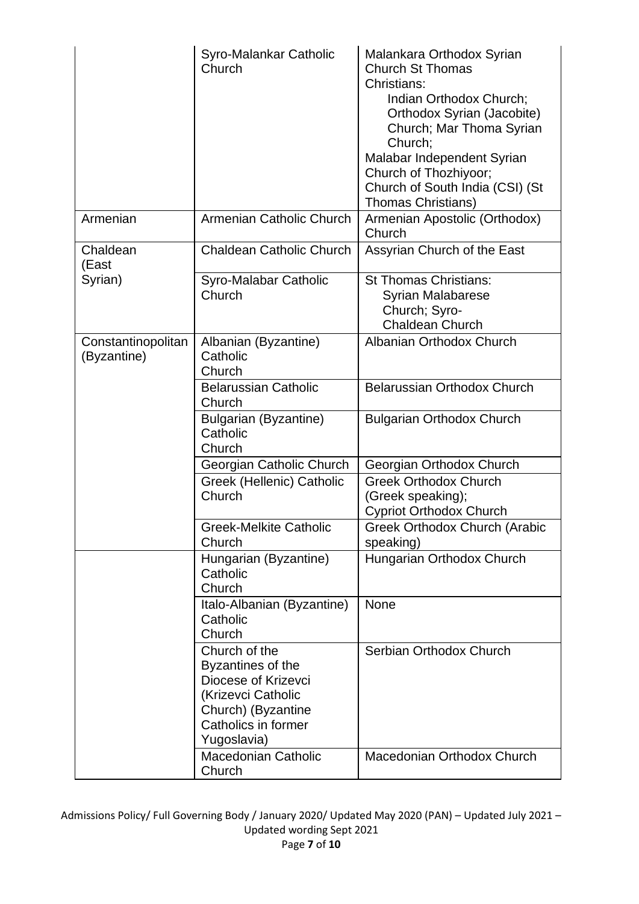| | | |
|---|---|---|
| | Syro-Malankar Catholic Church | Malankara Orthodox Syrian Church St Thomas Christians: Indian Orthodox Church; Orthodox Syrian (Jacobite) Church; Mar Thoma Syrian Church; Malabar Independent Syrian Church of Thozhiyoor; Church of South India (CSI) (St Thomas Christians) |
| Armenian | Armenian Catholic Church | Armenian Apostolic (Orthodox) Church |
| Chaldean (East Syrian) | Chaldean Catholic Church | Assyrian Church of the East |
| | Syro-Malabar Catholic Church | St Thomas Christians: Syrian Malabarese Church; Syro-Chaldean Church |
| Constantinopolitan (Byzantine) | Albanian (Byzantine) Catholic Church | Albanian Orthodox Church |
| | Belarussian Catholic Church | Belarussian Orthodox Church |
| | Bulgarian (Byzantine) Catholic Church | Bulgarian Orthodox Church |
| | Georgian Catholic Church | Georgian Orthodox Church |
| | Greek (Hellenic) Catholic Church | Greek Orthodox Church (Greek speaking); Cypriot Orthodox Church |
| | Greek-Melkite Catholic Church | Greek Orthodox Church (Arabic speaking) |
| | Hungarian (Byzantine) Catholic Church | Hungarian Orthodox Church |
| | Italo-Albanian (Byzantine) Catholic Church | None |
| | Church of the Byzantines of the Diocese of Krizevci (Krizevci Catholic Church) (Byzantine Catholics in former Yugoslavia) | Serbian Orthodox Church |
| | Macedonian Catholic Church | Macedonian Orthodox Church |

Admissions Policy/ Full Governing Body / January 2020/ Updated May 2020 (PAN) – Updated July 2021 – Updated wording Sept 2021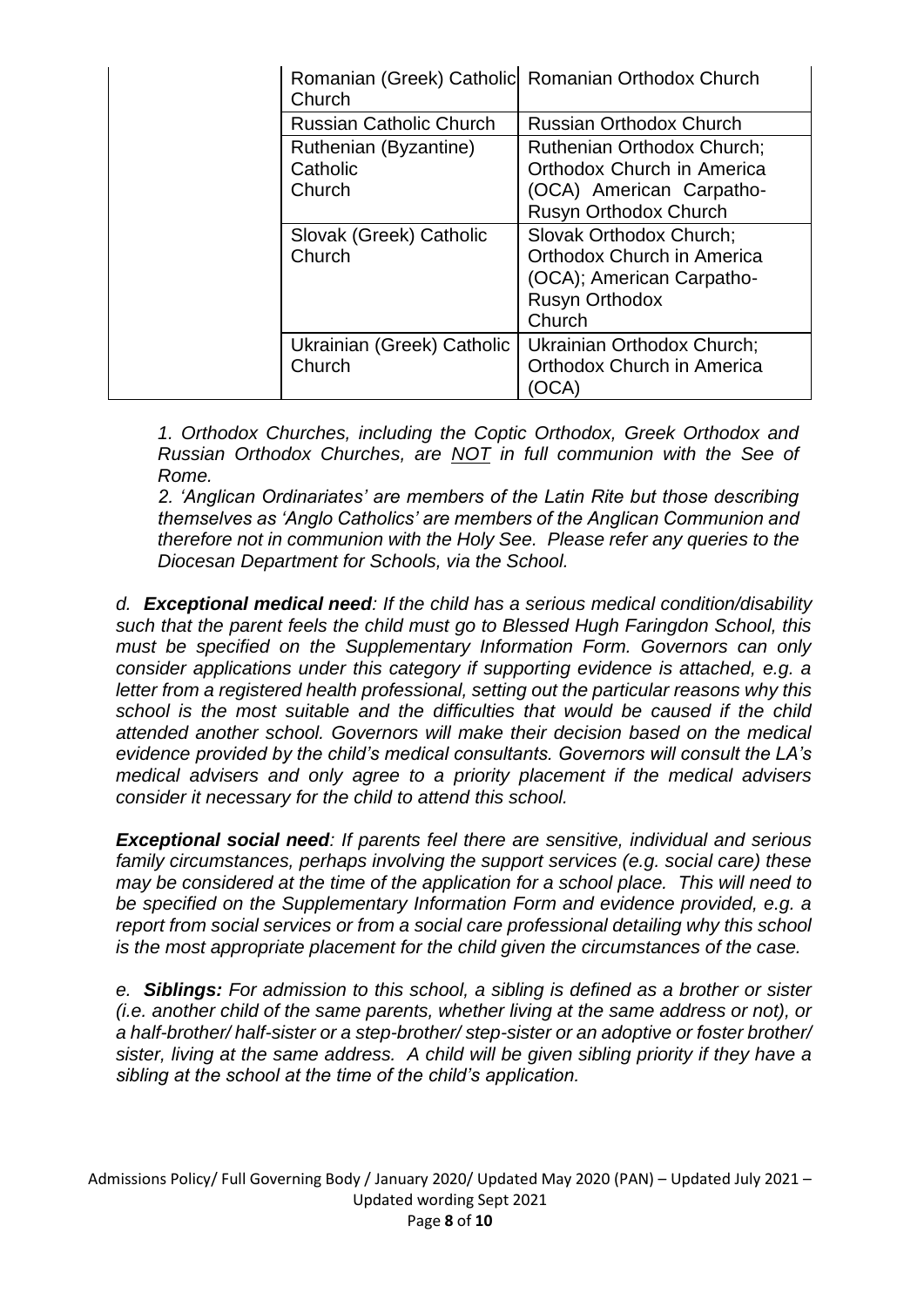| | | |
|---|---|---|
| | Romanian (Greek) Catholic Church | Romanian Orthodox Church |
| | Russian Catholic Church | Russian Orthodox Church |
| | Ruthenian (Byzantine) Catholic Church | Ruthenian Orthodox Church; Orthodox Church in America (OCA) American Carpatho-Rusyn Orthodox Church |
| | Slovak (Greek) Catholic Church | Slovak Orthodox Church; Orthodox Church in America (OCA); American Carpatho-Rusyn Orthodox Church |
| | Ukrainian (Greek) Catholic Church | Ukrainian Orthodox Church; Orthodox Church in America (OCA) |

*1. Orthodox Churches, including the Coptic Orthodox, Greek Orthodox and Russian Orthodox Churches, are NOT in full communion with the See of Rome.*

*2. 'Anglican Ordinariates' are members of the Latin Rite but those describing themselves as 'Anglo Catholics' are members of the Anglican Communion and therefore not in communion with the Holy See. Please refer any queries to the Diocesan Department for Schools, via the School.*

*d. **Exceptional medical need**: If the child has a serious medical condition/disability such that the parent feels the child must go to Blessed Hugh Faringdon School, this must be specified on the Supplementary Information Form. Governors can only consider applications under this category if supporting evidence is attached, e.g. a letter from a registered health professional, setting out the particular reasons why this school is the most suitable and the difficulties that would be caused if the child attended another school. Governors will make their decision based on the medical evidence provided by the child's medical consultants. Governors will consult the LA's medical advisers and only agree to a priority placement if the medical advisers consider it necessary for the child to attend this school.*

***Exceptional social need**: If parents feel there are sensitive, individual and serious family circumstances, perhaps involving the support services (e.g. social care) these may be considered at the time of the application for a school place. This will need to be specified on the Supplementary Information Form and evidence provided, e.g. a report from social services or from a social care professional detailing why this school is the most appropriate placement for the child given the circumstances of the case.*

*e. **Siblings:** For admission to this school, a sibling is defined as a brother or sister (i.e. another child of the same parents, whether living at the same address or not), or a half-brother/ half-sister or a step-brother/ step-sister or an adoptive or foster brother/ sister, living at the same address. A child will be given sibling priority if they have a sibling at the school at the time of the child's application.*

Admissions Policy/ Full Governing Body / January 2020/ Updated May 2020 (PAN) – Updated July 2021 – Updated wording Sept 2021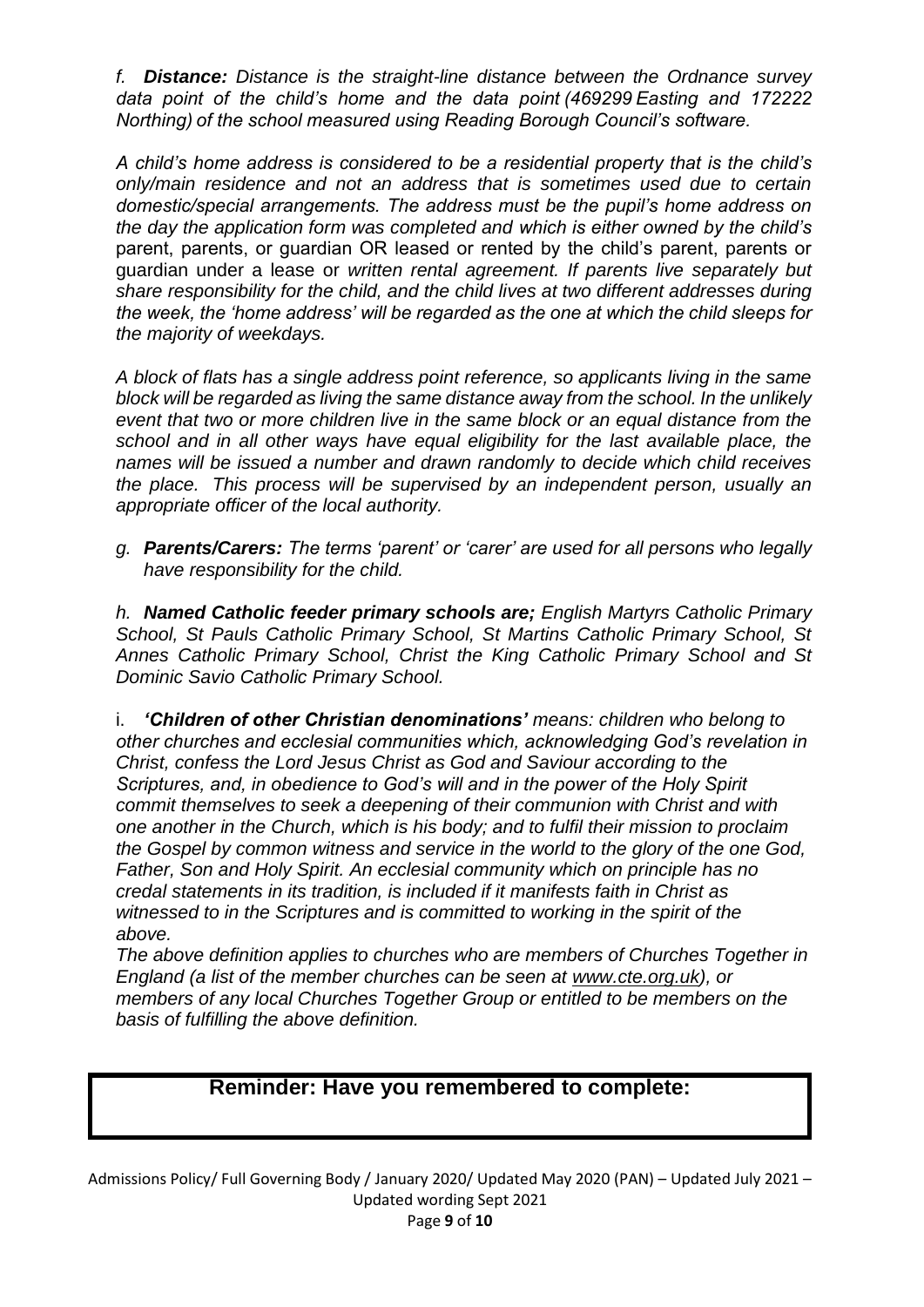*f.* ***Distance:*** *Distance is the straight-line distance between the Ordnance survey data point of the child's home and the data point (469299 Easting and 172222 Northing) of the school measured using Reading Borough Council's software.*

*A child's home address is considered to be a residential property that is the child's only/main residence and not an address that is sometimes used due to certain domestic/special arrangements. The address must be the pupil's home address on the day the application form was completed and which is either owned by the child's* parent, parents, or guardian OR leased or rented by the child's parent, parents or guardian under a lease or *written rental agreement. If parents live separately but share responsibility for the child, and the child lives at two different addresses during the week, the 'home address' will be regarded as the one at which the child sleeps for the majority of weekdays.*

*A block of flats has a single address point reference, so applicants living in the same block will be regarded as living the same distance away from the school. In the unlikely event that two or more children live in the same block or an equal distance from the school and in all other ways have equal eligibility for the last available place, the names will be issued a number and drawn randomly to decide which child receives the place. This process will be supervised by an independent person, usually an appropriate officer of the local authority.*

*g.* ***Parents/Carers:*** *The terms 'parent' or 'carer' are used for all persons who legally have responsibility for the child.*

*h.* ***Named Catholic feeder primary schools are;*** *English Martyrs Catholic Primary School, St Pauls Catholic Primary School, St Martins Catholic Primary School, St Annes Catholic Primary School, Christ the King Catholic Primary School and St Dominic Savio Catholic Primary School.*

i. ***'Children of other Christian denominations'*** *means: children who belong to other churches and ecclesial communities which, acknowledging God's revelation in Christ, confess the Lord Jesus Christ as God and Saviour according to the Scriptures, and, in obedience to God's will and in the power of the Holy Spirit commit themselves to seek a deepening of their communion with Christ and with one another in the Church, which is his body; and to fulfil their mission to proclaim the Gospel by common witness and service in the world to the glory of the one God, Father, Son and Holy Spirit. An ecclesial community which on principle has no credal statements in its tradition, is included if it manifests faith in Christ as witnessed to in the Scriptures and is committed to working in the spirit of the above.*

*The above definition applies to churches who are members of Churches Together in England (a list of the member churches can be seen at www.cte.org.uk), or members of any local Churches Together Group or entitled to be members on the basis of fulfilling the above definition.*

**Reminder: Have you remembered to complete:**

Admissions Policy/ Full Governing Body / January 2020/ Updated May 2020 (PAN) – Updated July 2021 – Updated wording Sept 2021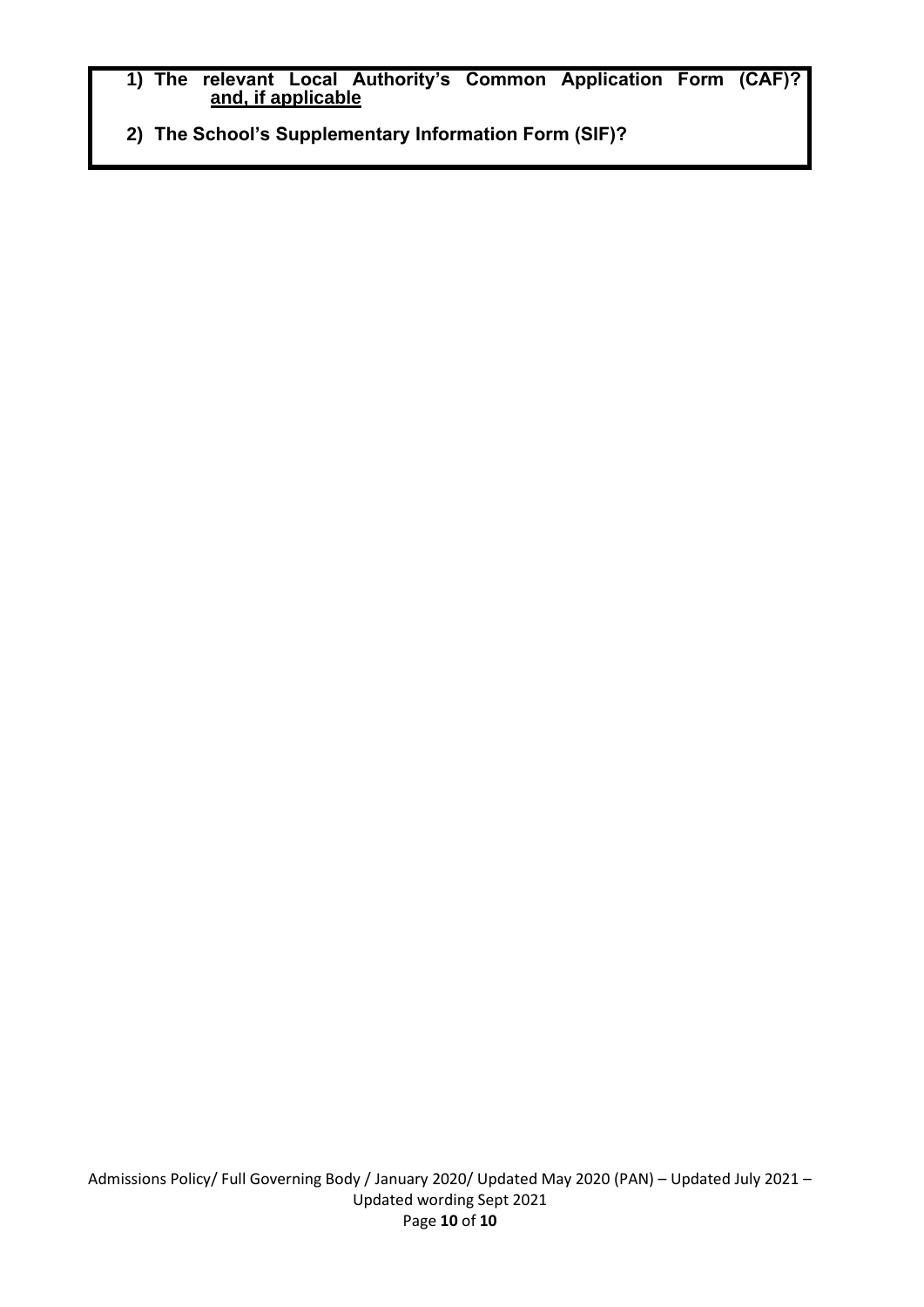1) **The relevant Local Authority's Common Application Form (CAF)?**
   **<u>and, if applicable</u>**

2) **The School's Supplementary Information Form (SIF)?**